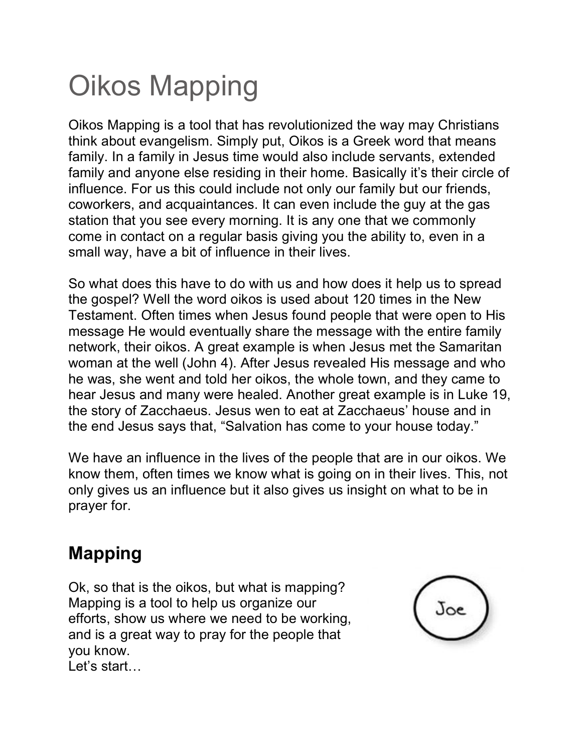# Oikos Mapping

Oikos Mapping is a tool that has revolutionized the way may Christians think about evangelism. Simply put, Oikos is a Greek word that means family. In a family in Jesus time would also include servants, extended family and anyone else residing in their home. Basically it's their circle of influence. For us this could include not only our family but our friends, coworkers, and acquaintances. It can even include the guy at the gas station that you see every morning. It is any one that we commonly come in contact on a regular basis giving you the ability to, even in a small way, have a bit of influence in their lives.

So what does this have to do with us and how does it help us to spread the gospel? Well the word oikos is used about 120 times in the New Testament. Often times when Jesus found people that were open to His message He would eventually share the message with the entire family network, their oikos. A great example is when Jesus met the Samaritan woman at the well (John 4). After Jesus revealed His message and who he was, she went and told her oikos, the whole town, and they came to hear Jesus and many were healed. Another great example is in Luke 19, the story of Zacchaeus. Jesus wen to eat at Zacchaeus' house and in the end Jesus says that, "Salvation has come to your house today."

We have an influence in the lives of the people that are in our oikos. We know them, often times we know what is going on in their lives. This, not only gives us an influence but it also gives us insight on what to be in prayer for.

## Mapping

Ok, so that is the oikos, but what is mapping? Mapping is a tool to help us organize our efforts, show us where we need to be working, and is a great way to pray for the people that you know.
Let's start…

Joe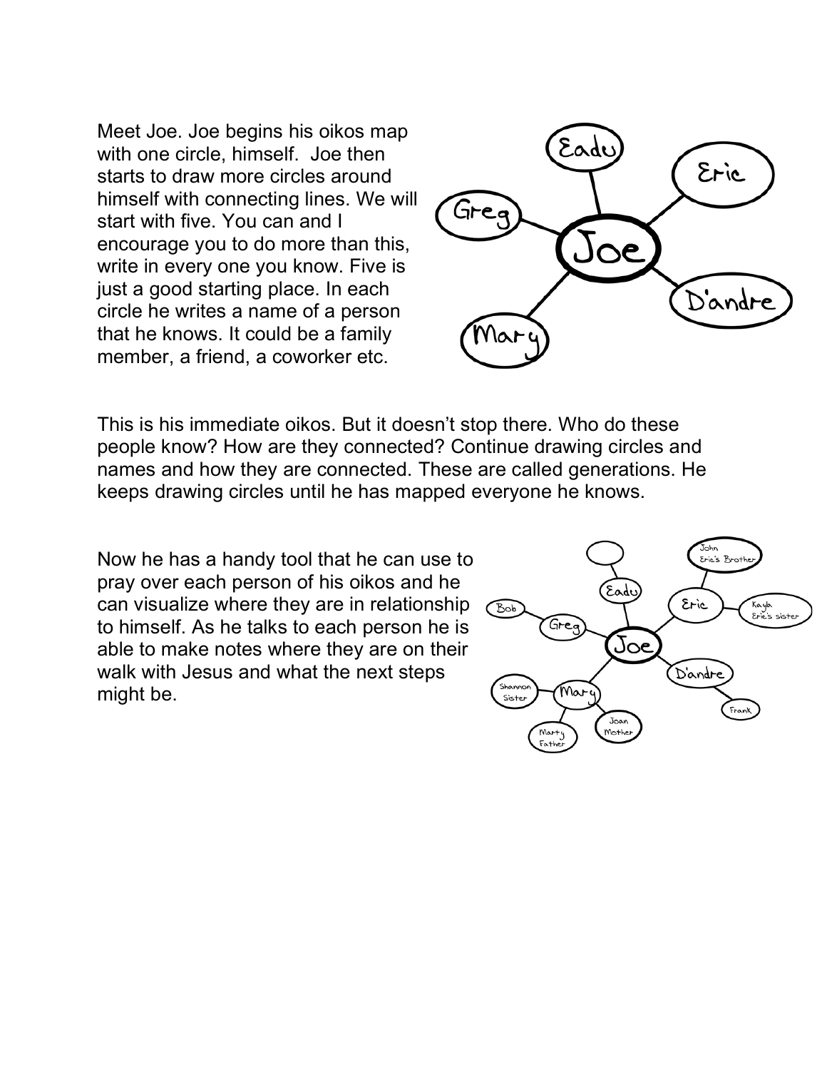Meet Joe. Joe begins his oikos map with one circle, himself. Joe then starts to draw more circles around himself with connecting lines. We will start with five. You can and I encourage you to do more than this, write in every one you know. Five is just a good starting place. In each circle he writes a name of a person that he knows. It could be a family member, a friend, a coworker etc.

This is his immediate oikos. But it doesn't stop there. Who do these people know? How are they connected? Continue drawing circles and names and how they are connected. These are called generations. He keeps drawing circles until he has mapped everyone he knows.

Now he has a handy tool that he can use to pray over each person of his oikos and he can visualize where they are in relationship to himself. As he talks to each person he is able to make notes where they are on their walk with Jesus and what the next steps might be.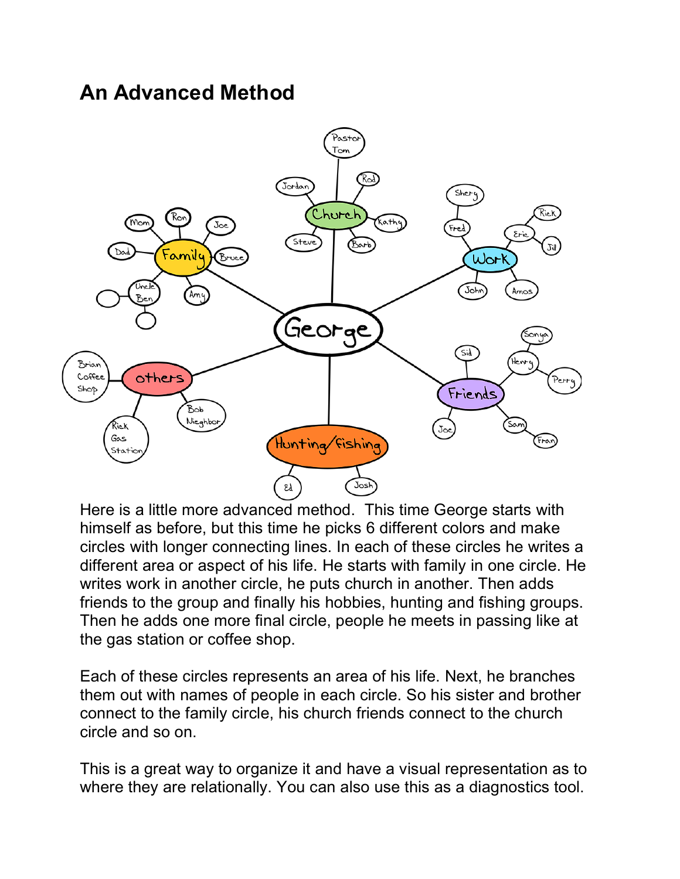## An Advanced Method

Here is a little more advanced method. This time George starts with himself as before, but this time he picks 6 different colors and make circles with longer connecting lines. In each of these circles he writes a different area or aspect of his life. He starts with family in one circle. He writes work in another circle, he puts church in another. Then adds friends to the group and finally his hobbies, hunting and fishing groups. Then he adds one more final circle, people he meets in passing like at the gas station or coffee shop.

Each of these circles represents an area of his life. Next, he branches them out with names of people in each circle. So his sister and brother connect to the family circle, his church friends connect to the church circle and so on.

This is a great way to organize it and have a visual representation as to where they are relationally. You can also use this as a diagnostics tool.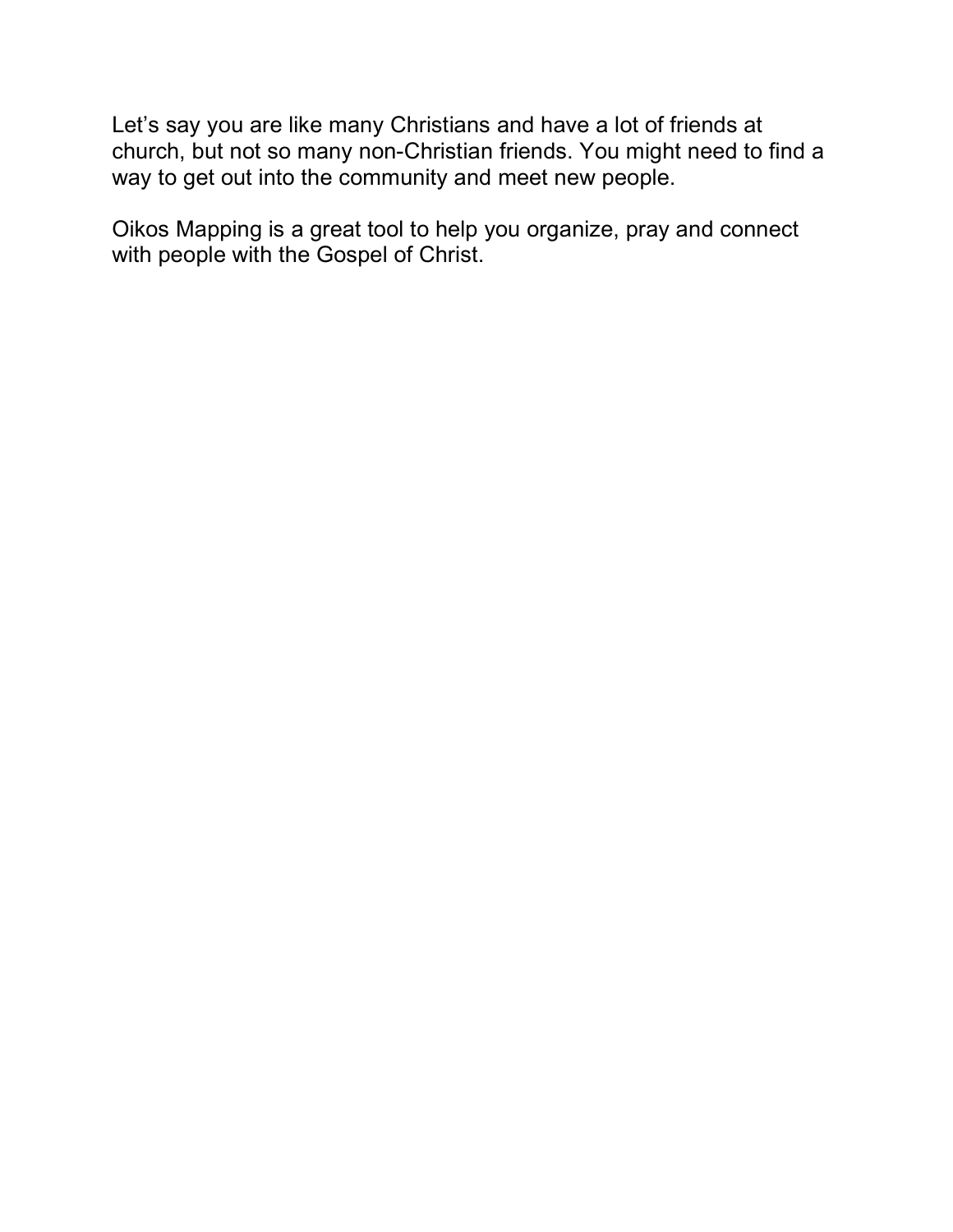Let’s say you are like many Christians and have a lot of friends at church, but not so many non-Christian friends. You might need to find a way to get out into the community and meet new people.

Oikos Mapping is a great tool to help you organize, pray and connect with people with the Gospel of Christ.